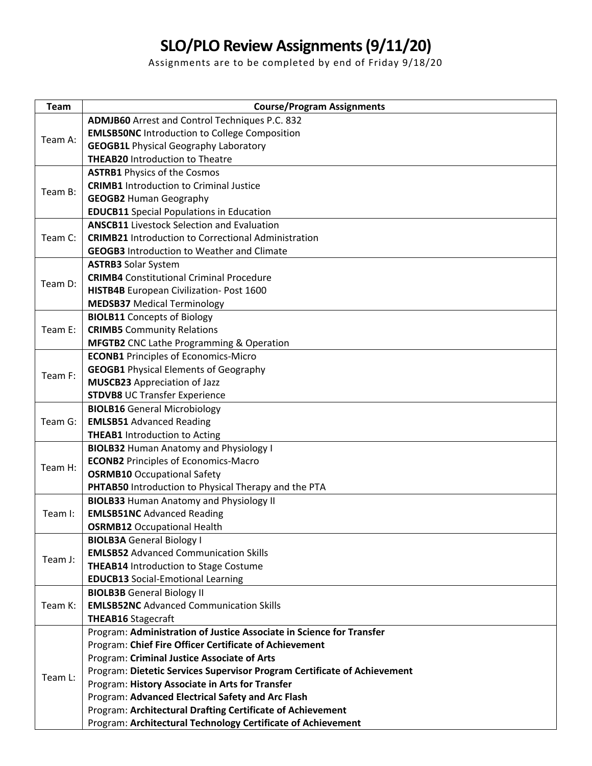# SLO/PLO Review Assignments (9/11/20)

Assignments are to be completed by end of Friday 9/18/20

| Team | Course/Program Assignments |
|---|---|
| Team A: | **ADMJB60** Arrest and Control Techniques P.C. 832<br>**EMLSB50NC** Introduction to College Composition<br>**GEOGB1L** Physical Geography Laboratory<br>**THEAB20** Introduction to Theatre |
| Team B: | **ASTRB1** Physics of the Cosmos<br>**CRIMB1** Introduction to Criminal Justice<br>**GEOGB2** Human Geography<br>**EDUCB11** Special Populations in Education |
| Team C: | **ANSCB11** Livestock Selection and Evaluation<br>**CRIMB21** Introduction to Correctional Administration<br>**GEOGB3** Introduction to Weather and Climate |
| Team D: | **ASTRB3** Solar System<br>**CRIMB4** Constitutional Criminal Procedure<br>**HISTB4B** European Civilization- Post 1600<br>**MEDSB37** Medical Terminology |
| Team E: | **BIOLB11** Concepts of Biology<br>**CRIMB5** Community Relations<br>**MFGTB2** CNC Lathe Programming & Operation |
| Team F: | **ECONB1** Principles of Economics-Micro<br>**GEOGB1** Physical Elements of Geography<br>**MUSCB23** Appreciation of Jazz<br>**STDVB8** UC Transfer Experience |
| Team G: | **BIOLB16** General Microbiology<br>**EMLSB51** Advanced Reading<br>**THEAB1** Introduction to Acting |
| Team H: | **BIOLB32** Human Anatomy and Physiology I<br>**ECONB2** Principles of Economics-Macro<br>**OSRMB10** Occupational Safety<br>**PHTAB50** Introduction to Physical Therapy and the PTA |
| Team I: | **BIOLB33** Human Anatomy and Physiology II<br>**EMLSB51NC** Advanced Reading<br>**OSRMB12** Occupational Health |
| Team J: | **BIOLB3A** General Biology I<br>**EMLSB52** Advanced Communication Skills<br>**THEAB14** Introduction to Stage Costume<br>**EDUCB13** Social-Emotional Learning |
| Team K: | **BIOLB3B** General Biology II<br>**EMLSB52NC** Advanced Communication Skills<br>**THEAB16** Stagecraft |
| Team L: | Program: **Administration of Justice Associate in Science for Transfer**<br>Program: **Chief Fire Officer Certificate of Achievement**<br>Program: **Criminal Justice Associate of Arts**<br>Program: **Dietetic Services Supervisor Program Certificate of Achievement**<br>Program: **History Associate in Arts for Transfer**<br>Program: **Advanced Electrical Safety and Arc Flash**<br>Program: **Architectural Drafting Certificate of Achievement**<br>Program: **Architectural Technology Certificate of Achievement** |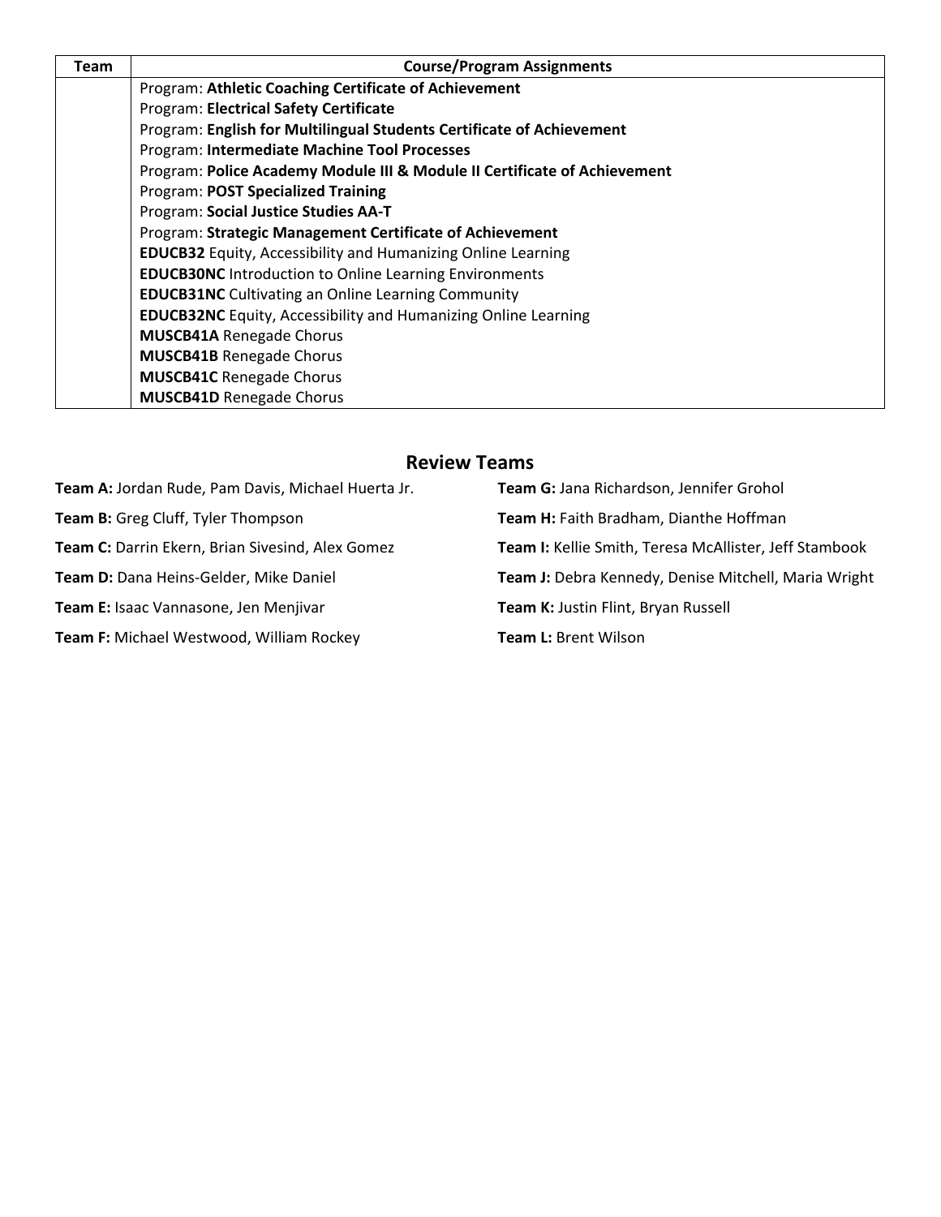| Team | Course/Program Assignments |
| --- | --- |
| | Program: **Athletic Coaching Certificate of Achievement** |
| | Program: **Electrical Safety Certificate** |
| | Program: **English for Multilingual Students Certificate of Achievement** |
| | Program: **Intermediate Machine Tool Processes** |
| | Program: **Police Academy Module III & Module II Certificate of Achievement** |
| | Program: **POST Specialized Training** |
| | Program: **Social Justice Studies AA-T** |
| | Program: **Strategic Management Certificate of Achievement** |
| | **EDUCB32** Equity, Accessibility and Humanizing Online Learning |
| | **EDUCB30NC** Introduction to Online Learning Environments |
| | **EDUCB31NC** Cultivating an Online Learning Community |
| | **EDUCB32NC** Equity, Accessibility and Humanizing Online Learning |
| | **MUSCB41A** Renegade Chorus |
| | **MUSCB41B** Renegade Chorus |
| | **MUSCB41C** Renegade Chorus |
| | **MUSCB41D** Renegade Chorus |

## Review Teams

**Team A:** Jordan Rude, Pam Davis, Michael Huerta Jr.

**Team B:** Greg Cluff, Tyler Thompson

**Team C:** Darrin Ekern, Brian Sivesind, Alex Gomez

**Team D:** Dana Heins-Gelder, Mike Daniel

**Team E:** Isaac Vannasone, Jen Menjivar

**Team F:** Michael Westwood, William Rockey

**Team G:** Jana Richardson, Jennifer Grohol

**Team H:** Faith Bradham, Dianthe Hoffman

**Team I:** Kellie Smith, Teresa McAllister, Jeff Stambook

**Team J:** Debra Kennedy, Denise Mitchell, Maria Wright

**Team K:** Justin Flint, Bryan Russell

**Team L:** Brent Wilson